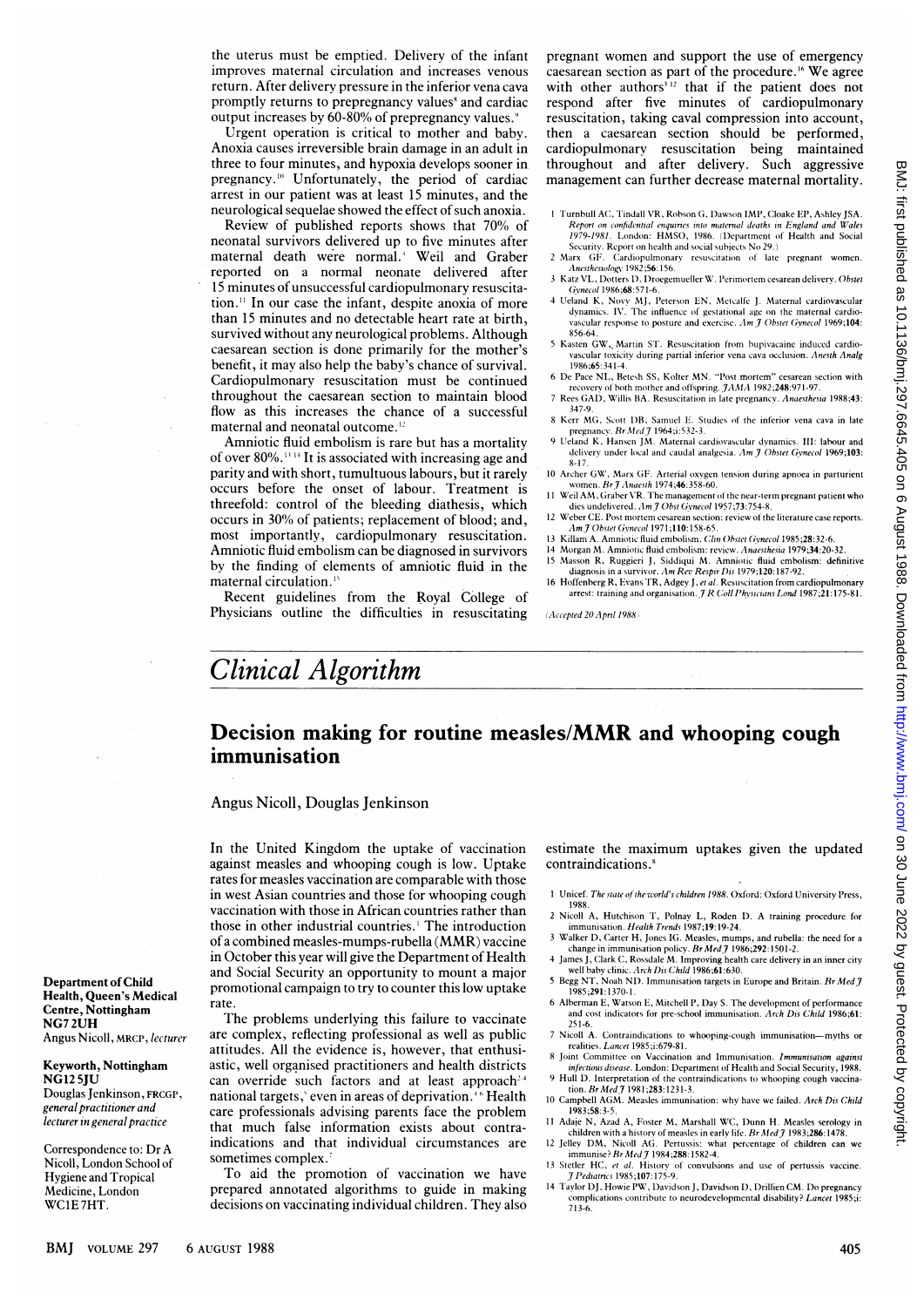the uterus must be emptied. Delivery of the infant improves maternal circulation and increases venous return. After delivery pressure in the inferior vena cava promptly returns to prepregnancy values[8] and cardiac output increases by 60-80% of prepregnancy values.[9]

Urgent operation is critical to mother and baby. Anoxia causes irreversible brain damage in an adult in three to four minutes, and hypoxia develops sooner in pregnancy.[10] Unfortunately, the period of cardiac arrest in our patient was at least 15 minutes, and the neurological sequelae showed the effect of such anoxia.

Review of published reports shows that 70% of neonatal survivors delivered up to five minutes after maternal death were normal.[3] Weil and Graber reported on a normal neonate delivered after 15 minutes of unsuccessful cardiopulmonary resuscitation.[11] In our case the infant, despite anoxia of more than 15 minutes and no detectable heart rate at birth, survived without any neurological problems. Although caesarean section is done primarily for the mother's benefit, it may also help the baby's chance of survival. Cardiopulmonary resuscitation must be continued throughout the caesarean section to maintain blood flow as this increases the chance of a successful maternal and neonatal outcome.[12]

Amniotic fluid embolism is rare but has a mortality of over 80%.[13,14] It is associated with increasing age and parity and with short, tumultuous labours, but it rarely occurs before the onset of labour. Treatment is threefold: control of the bleeding diathesis, which occurs in 30% of patients; replacement of blood; and, most importantly, cardiopulmonary resuscitation. Amniotic fluid embolism can be diagnosed in survivors by the finding of elements of amniotic fluid in the maternal circulation.[15]

Recent guidelines from the Royal College of Physicians outline the difficulties in resuscitating pregnant women and support the use of emergency caesarean section as part of the procedure.[16] We agree with other authors[3,12] that if the patient does not respond after five minutes of cardiopulmonary resuscitation, taking caval compression into account, then a caesarean section should be performed, cardiopulmonary resuscitation being maintained throughout and after delivery. Such aggressive management can further decrease maternal mortality.

1 Turnbull AC, Tindall VR, Robson G, Dawson IMP, Cloake EP, Ashley JSA. *Report on confidential enquiries into maternal deaths in England and Wales 1979-1981.* London: HMSO, 1986. (Department of Health and Social Security. Report on health and social subjects No 29.)
2 Marx GF. Cardiopulmonary resuscitation of late pregnant women. *Anesthesiology* 1982;56:156.
3 Katz VL, Dotters D, Droegemueller W. Perimortem cesarean delivery. *Obstet Gynecol* 1986;68:571-6.
4 Ueland K, Novy MJ, Peterson EN, Metcalfe J. Maternal cardiovascular dynamics. IV. The influence of gestational age on the maternal cardiovascular response to posture and exercise. *Am J Obstet Gynecol* 1969;104:856-64.
5 Kasten GW, Martin ST. Resuscitation from bupivacaine induced cardiovascular toxicity during partial inferior vena cava occlusion. *Anesth Analg* 1986;65:341-4.
6 De Pace NL, Betesh SS, Kotler MN. "Post mortem" cesarean section with recovery of both mother and offspring. *JAMA* 1982;248:971-97.
7 Rees GAD, Willis BA. Resuscitation in late pregnancy. *Anaesthesia* 1988;43:347-9.
8 Kerr MG, Scott DB, Samuel E. Studies of the inferior vena cava in late pregnancy. *Br Med J* 1964;i:532-3.
9 Ueland K, Hansen JM. Maternal cardiovascular dynamics. III: labour and delivery under local and caudal analgesia. *Am J Obstet Gynecol* 1969;103:8-17.
10 Archer GW, Marx GF. Arterial oxygen tension during apnoea in parturient women. *Br J Anaesth* 1974;46:358-60.
11 Weil AM, Graber VR. The management of the near-term pregnant patient who dies undelivered. *Am J Obst Gynecol* 1957;73:754-8.
12 Weber CE. Post mortem cesarean section: review of the literature case reports. *Am J Obstet Gynecol* 1971;110:158-65.
13 Killam A. Amniotic fluid embolism. *Clin Obstet Gynecol* 1985;28:32-6.
14 Morgan M. Amniotic fluid embolism: review. *Anaesthesia* 1979;34:20-32.
15 Masson R, Ruggieri J, Siddiqui M. Amniotic fluid embolism: definitive diagnosis in a survivor. *Am Rev Respir Dis* 1979;120:187-92.
16 Hoffenberg R, Evans TR, Adgey J, *et al.* Resuscitation from cardiopulmonary arrest: training and organisation. *J R Coll Physicians Lond* 1987;21:175-81.

*(Accepted 20 April 1988)*

# Clinical Algorithm

## Decision making for routine measles/MMR and whooping cough immunisation

Angus Nicoll, Douglas Jenkinson

**Department of Child Health, Queen's Medical Centre, Nottingham NG7 2UH**
Angus Nicoll, MRCP, *lecturer*

**Keyworth, Nottingham NG12 5JU**
Douglas Jenkinson, FRCGP, *general practitioner and lecturer in general practice*

Correspondence to: Dr A Nicoll, London School of Hygiene and Tropical Medicine, London WC1E 7HT.

In the United Kingdom the uptake of vaccination against measles and whooping cough is low. Uptake rates for measles vaccination are comparable with those in west Asian countries and those for whooping cough vaccination with those in African countries rather than those in other industrial countries.[1] The introduction of a combined measles-mumps-rubella (MMR) vaccine in October this year will give the Department of Health and Social Security an opportunity to mount a major promotional campaign to try to counter this low uptake rate.

The problems underlying this failure to vaccinate are complex, reflecting professional as well as public attitudes. All the evidence is, however, that enthusiastic, well organised practitioners and health districts can override such factors and at least approach[2-4] national targets,[5] even in areas of deprivation.[4,6] Health care professionals advising parents face the problem that much false information exists about contraindications and that individual circumstances are sometimes complex.[7]

To aid the promotion of vaccination we have prepared annotated algorithms to guide in making decisions on vaccinating individual children. They also estimate the maximum uptakes given the updated contraindications.[8]

1 Unicef. *The state of the world's children 1988.* Oxford: Oxford University Press, 1988.
2 Nicoll A, Hutchison T, Polnay L, Roden D. A training procedure for immunisation. *Health Trends* 1987;19:19-24.
3 Walker D, Carter H, Jones IG. Measles, mumps, and rubella: the need for a change in immunisation policy. *Br Med J* 1986;292:1501-2.
4 James J, Clark C, Rossdale M. Improving health care delivery in an inner city well baby clinic. *Arch Dis Child* 1986;61:630.
5 Begg NT, Noah ND. Immunisation targets in Europe and Britain. *Br Med J* 1985;291:1370-1.
6 Alberman E, Watson E, Mitchell P, Day S. The development of performance and cost indicators for pre-school immunisation. *Arch Dis Child* 1986;61:251-6.
7 Nicoll A. Contraindications to whooping-cough immunisation—myths or realities. *Lancet* 1985;i:679-81.
8 Joint Committee on Vaccination and Immunisation. *Immunisation against infectious disease.* London: Department of Health and Social Security, 1988.
9 Hull D. Interpretation of the contraindications to whooping cough vaccination. *Br Med J* 1981;283:1231-3.
10 Campbell AGM. Measles immunisation: why have we failed. *Arch Dis Child* 1983;58:3-5.
11 Adjaje N, Azad A, Foster M, Marshall WC, Dunn H. Measles serology in children with a history of measles in early life. *Br Med J* 1983;286:1478.
12 Jelley DM, Nicoll AG. Pertussis: what percentage of children can we immunise? *Br Med J* 1984;288:1582-4.
13 Stetler HC, *et al.* History of convulsions and use of pertussis vaccine. *J Pediatrics* 1985;107:175-9.
14 Taylor DJ, Howie PW, Davidson J, Davidson D, Drillien CM. Do pregnancy complications contribute to neurodevelopmental disability? *Lancet* 1985;i:713-6.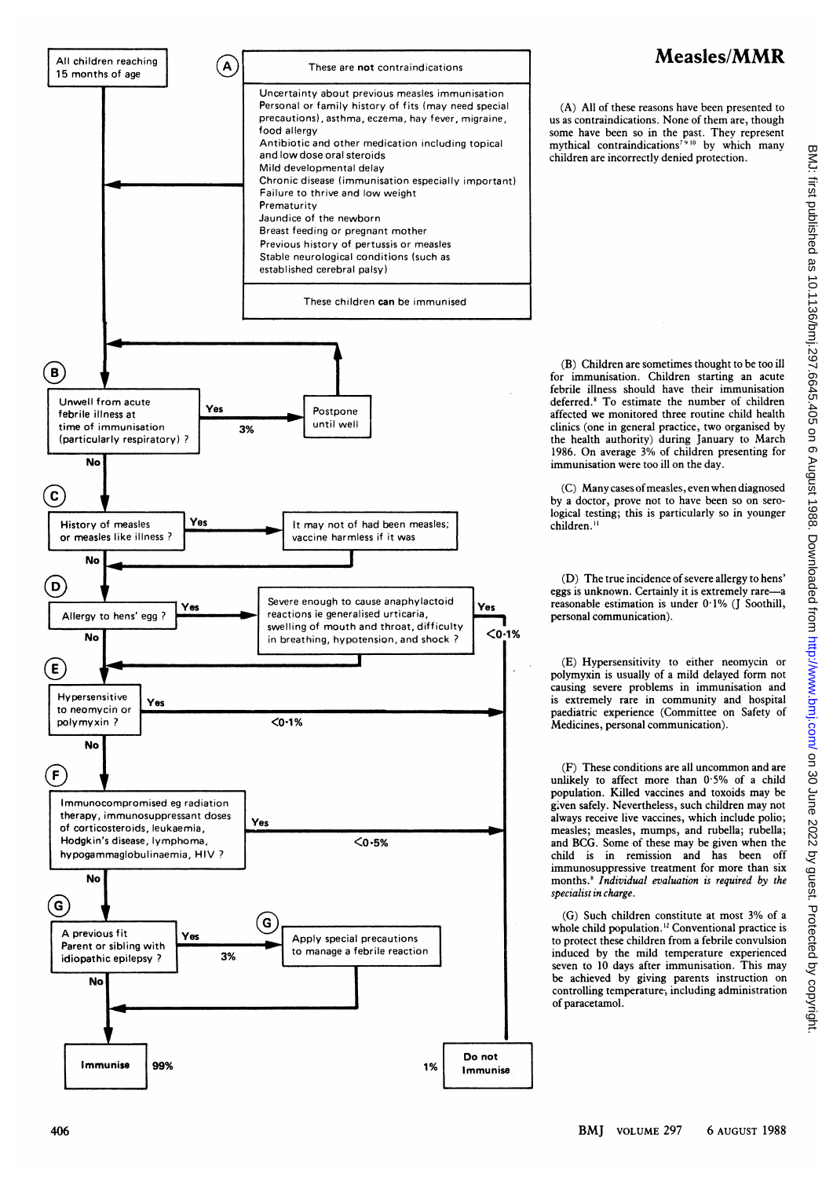## Measles/MMR

All children reaching 15 months of age

**(A) These are not contraindications**

- Uncertainty about previous measles immunisation
- Personal or family history of fits (may need special precautions), asthma, eczema, hay fever, migraine, food allergy
- Antibiotic and other medication including topical and low dose oral steroids
- Mild developmental delay
- Chronic disease (immunisation especially important)
- Failure to thrive and low weight
- Prematurity
- Jaundice of the newborn
- Breast feeding or pregnant mother
- Previous history of pertussis or measles
- Stable neurological conditions (such as established cerebral palsy)

These children **can** be immunised

**(B)** Unwell from acute febrile illness at time of immunisation (particularly respiratory)? Yes (3%) → Postpone until well. No ↓

**(C)** History of measles or measles like illness? Yes → It may not of had been measles; vaccine harmless if it was. No ↓

**(D)** Allergy to hens' egg? Yes → Severe enough to cause anaphylactoid reactions ie generalised urticaria, swelling of mouth and throat, difficulty in breathing, hypotension, and shock? Yes (<0·1%) → Do not immunise. No ↓

**(E)** Hypersensitivity to neomycin or polymyxin? Yes (<0·1%) → Do not immunise. No ↓

**(F)** Immunocompromised eg radiation therapy, immunosuppressant doses of corticosteroids, leukaemia, Hodgkin's disease, lymphoma, hypogammaglobulinaemia, HIV? Yes (<0·5%) → Do not immunise. No ↓

**(G)** A previous fit Parent or sibling with idiopathic epilepsy? Yes (3%) → (G) Apply special precautions to manage a febrile reaction. No ↓

Immunise 99% — Do not Immunise 1%

(A) All of these reasons have been presented to us as contraindications. None of them are, though some have been so in the past. They represent mythical contraindications[7 9 10] by which many children are incorrectly denied protection.

(B) Children are sometimes thought to be too ill for immunisation. Children starting an acute febrile illness should have their immunisation deferred.[8] To estimate the number of children affected we monitored three routine child health clinics (one in general practice, two organised by the health authority) during January to March 1986. On average 3% of children presenting for immunisation were too ill on the day.

(C) Many cases of measles, even when diagnosed by a doctor, prove not to have been so on serological testing; this is particularly so in younger children.[11]

(D) The true incidence of severe allergy to hens' eggs is unknown. Certainly it is extremely rare—a reasonable estimation is under 0·1% (J Soothill, personal communication).

(E) Hypersensitivity to either neomycin or polymyxin is usually of a mild delayed form not causing severe problems in immunisation and is extremely rare in community and hospital paediatric experience (Committee on Safety of Medicines, personal communication).

(F) These conditions are all uncommon and are unlikely to affect more than 0·5% of a child population. Killed vaccines and toxoids may be given safely. Nevertheless, such children may not always receive live vaccines, which include polio; measles; measles, mumps, and rubella; rubella; and BCG. Some of these may be given when the child is in remission and has been off immunosuppressive treatment for more than six months.[8] *Individual evaluation is required by the specialist in charge.*

(G) Such children constitute at most 3% of a whole child population.[12] Conventional practice is to protect these children from a febrile convulsion induced by the mild temperature experienced seven to 10 days after immunisation. This may be achieved by giving parents instruction on controlling temperature, including administration of paracetamol.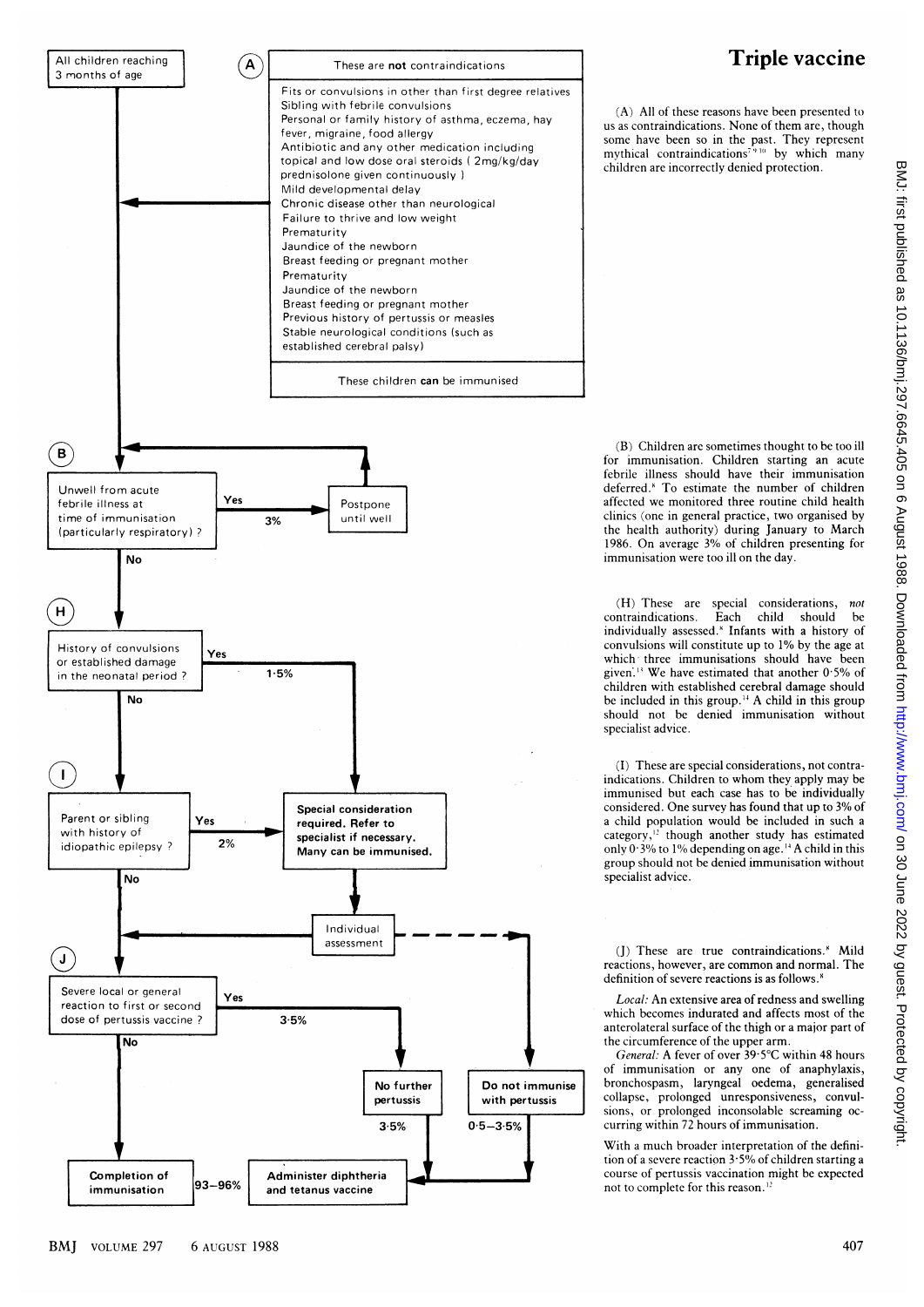# Triple vaccine

(A) All of these reasons have been presented to us as contraindications. None of them are, though some have been so in the past. They represent mythical contraindications[7 9 10] by which many children are incorrectly denied protection.

**A — These are not contraindications**

- Fits or convulsions in other than first degree relatives
- Sibling with febrile convulsions
- Personal or family history of asthma, eczema, hay fever, migraine, food allergy
- Antibiotic and any other medication including topical and low dose oral steroids (2mg/kg/day prednisolone given continuously)
- Mild developmental delay
- Chronic disease other than neurological
- Failure to thrive and low weight
- Prematurity
- Jaundice of the newborn
- Breast feeding or pregnant mother
- Prematurity
- Jaundice of the newborn
- Breast feeding or pregnant mother
- Previous history of pertussis or measles
- Stable neurological conditions (such as established cerebral palsy)

These children **can** be immunised

All children reaching 3 months of age

**B** — Unwell from acute febrile illness at time of immunisation (particularly respiratory)? Yes (3%) → Postpone until well. No ↓

**H** — History of convulsions or established damage in the neonatal period? Yes (1·5%) → Special consideration. No ↓

**I** — Parent or sibling with history of idiopathic epilepsy? Yes (2%) → **Special consideration required. Refer to specialist if necessary. Many can be immunised.** → Individual assessment. No ↓

**J** — Severe local or general reaction to first or second dose of pertussis vaccine? Yes (3·5%) → **No further pertussis** (3·5%). No ↓

**Do not immunise with pertussis** (0·5–3·5%)

**Administer diphtheria and tetanus vaccine**

**Completion of immunisation** 93–96%

(B) Children are sometimes thought to be too ill for immunisation. Children starting an acute febrile illness should have their immunisation deferred.[8] To estimate the number of children affected we monitored three routine child health clinics (one in general practice, two organised by the health authority) during January to March 1986. On average 3% of children presenting for immunisation were too ill on the day.

(H) These are special considerations, *not* contraindications. Each child should be individually assessed.[8] Infants with a history of convulsions will constitute up to 1% by the age at which three immunisations should have been given.[13] We have estimated that another 0·5% of children with established cerebral damage should be included in this group.[14] A child in this group should not be denied immunisation without specialist advice.

(I) These are special considerations, not contraindications. Children to whom they apply may be immunised but each case has to be individually considered. One survey has found that up to 3% of a child population would be included in such a category,[12] though another study has estimated only 0·3% to 1% depending on age.[14] A child in this group should not be denied immunisation without specialist advice.

(J) These are true contraindications.[8] Mild reactions, however, are common and normal. The definition of severe reactions is as follows.[8]

*Local:* An extensive area of redness and swelling which becomes indurated and affects most of the anterolateral surface of the thigh or a major part of the circumference of the upper arm.

*General:* A fever of over 39·5°C within 48 hours of immunisation or any one of anaphylaxis, bronchospasm, laryngeal oedema, generalised collapse, prolonged unresponsiveness, convulsions, or prolonged inconsolable screaming occurring within 72 hours of immunisation.

With a much broader interpretation of the definition of a severe reaction 3·5% of children starting a course of pertussis vaccination might be expected not to complete for this reason.[12]